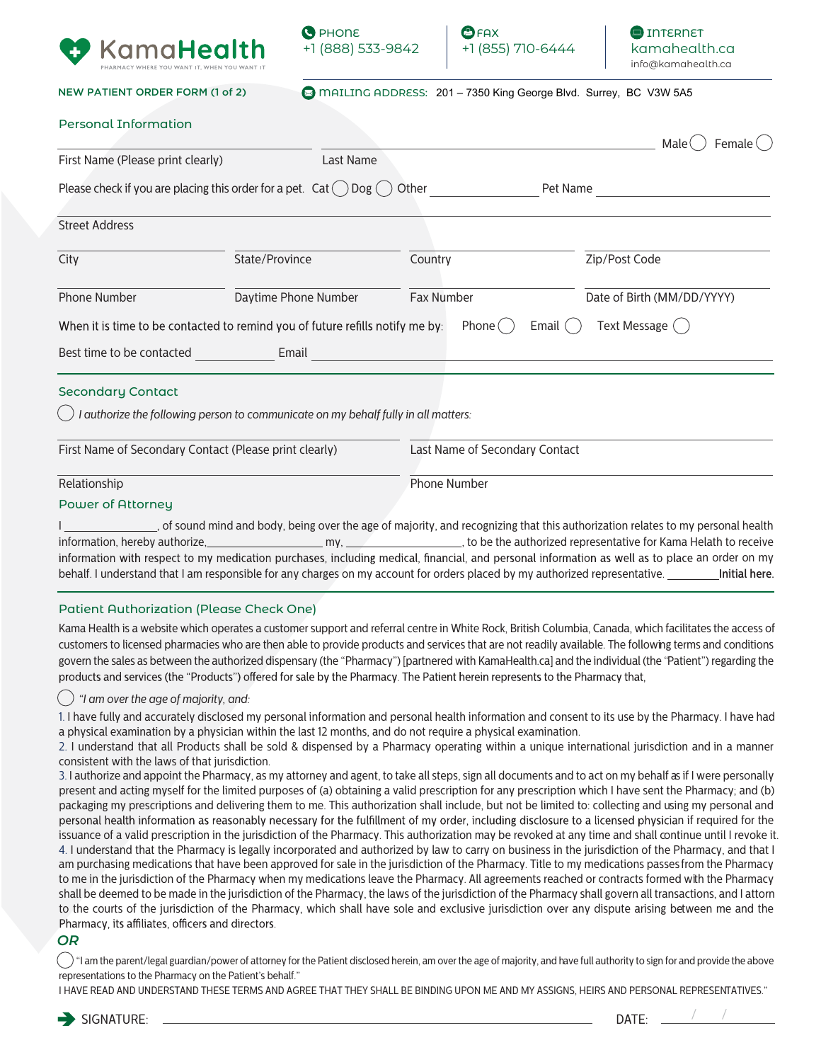**KamaHealth**
PHARMACY WHERE YOU WANT IT, WHEN YOU WANT IT

PHONE
+1 (888) 533-9842

FAX
+1 (855) 710-6444

INTERNET
kamahealth.ca
info@kamahealth.ca

**NEW PATIENT ORDER FORM (1 of 2)**

MAILING ADDRESS: 201 – 7350 King George Blvd. Surrey, BC V3W 5A5

## Personal Information

First Name (Please print clearly) ______ Last Name ______ Male ◯ Female ◯

Please check if you are placing this order for a pet. Cat ◯ Dog ◯ Other ______ Pet Name ______

Street Address ______

City ______ State/Province ______ Country ______ Zip/Post Code ______

Phone Number ______ Daytime Phone Number ______ Fax Number ______ Date of Birth (MM/DD/YYYY) ______

When it is time to be contacted to remind you of future refills notify me by: Phone ◯ Email ◯ Text Message ◯

Best time to be contacted ______ Email ______

## Secondary Contact

◯ *I authorize the following person to communicate on my behalf fully in all matters:*

First Name of Secondary Contact (Please print clearly) ______ Last Name of Secondary Contact ______

Relationship ______ Phone Number ______

## Power of Attorney

I ______, of sound mind and body, being over the age of majority, and recognizing that this authorization relates to my personal health information, hereby authorize, ______ my, ______, to be the authorized representative for Kama Helath to receive information with respect to my medication purchases, including medical, financial, and personal information as well as to place an order on my behalf. I understand that I am responsible for any charges on my account for orders placed by my authorized representative. ______ Initial here.

## Patient Authorization (Please Check One)

Kama Health is a website which operates a customer support and referral centre in White Rock, British Columbia, Canada, which facilitates the access of customers to licensed pharmacies who are then able to provide products and services that are not readily available. The following terms and conditions govern the sales as between the authorized dispensary (the "Pharmacy") [partnered with KamaHealth.ca] and the individual (the "Patient") regarding the products and services (the "Products") offered for sale by the Pharmacy. The Patient herein represents to the Pharmacy that,

◯ *"I am over the age of majority, and:*

1. I have fully and accurately disclosed my personal information and personal health information and consent to its use by the Pharmacy. I have had a physical examination by a physician within the last 12 months, and do not require a physical examination.
2. I understand that all Products shall be sold & dispensed by a Pharmacy operating within a unique international jurisdiction and in a manner consistent with the laws of that jurisdiction.
3. I authorize and appoint the Pharmacy, as my attorney and agent, to take all steps, sign all documents and to act on my behalf as if I were personally present and acting myself for the limited purposes of (a) obtaining a valid prescription for any prescription which I have sent the Pharmacy; and (b) packaging my prescriptions and delivering them to me. This authorization shall include, but not be limited to: collecting and using my personal and personal health information as reasonably necessary for the fulfillment of my order, including disclosure to a licensed physician if required for the issuance of a valid prescription in the jurisdiction of the Pharmacy. This authorization may be revoked at any time and shall continue until I revoke it.
4. I understand that the Pharmacy is legally incorporated and authorized by law to carry on business in the jurisdiction of the Pharmacy, and that I am purchasing medications that have been approved for sale in the jurisdiction of the Pharmacy. Title to my medications passes from the Pharmacy to me in the jurisdiction of the Pharmacy when my medications leave the Pharmacy. All agreements reached or contracts formed with the Pharmacy shall be deemed to be made in the jurisdiction of the Pharmacy, the laws of the jurisdiction of the Pharmacy shall govern all transactions, and I attorn to the courts of the jurisdiction of the Pharmacy, which shall have sole and exclusive jurisdiction over any dispute arising between me and the Pharmacy, its affiliates, officers and directors.

***OR***

◯ "I am the parent/legal guardian/power of attorney for the Patient disclosed herein, am over the age of majority, and have full authority to sign for and provide the above representations to the Pharmacy on the Patient's behalf."

I HAVE READ AND UNDERSTAND THESE TERMS AND AGREE THAT THEY SHALL BE BINDING UPON ME AND MY ASSIGNS, HEIRS AND PERSONAL REPRESENTATIVES."

SIGNATURE: ______ DATE: ___/___/___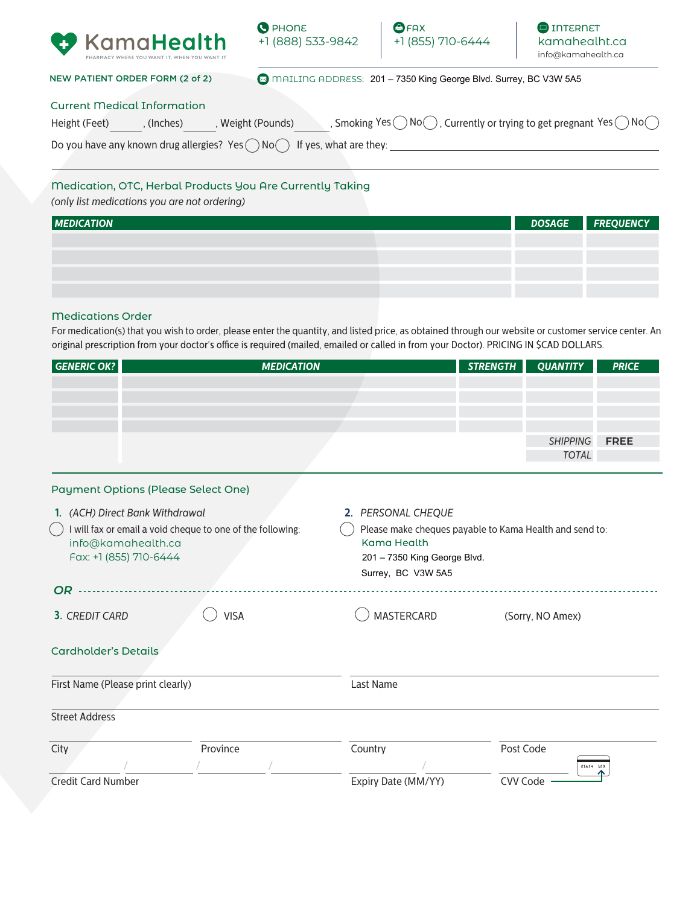# KamaHealth

PHARMACY WHERE YOU WANT IT, WHEN YOU WANT IT

PHONE +1 (888) 533-9842 | FAX +1 (855) 710-6444 | INTERNET kamahealht.ca info@kamahealth.ca

**NEW PATIENT ORDER FORM (2 of 2)**

MAILING ADDRESS: 201 – 7350 King George Blvd. Surrey, BC V3W 5A5

## Current Medical Information

Height (Feet) ______, (Inches) ______, Weight (Pounds) ______, Smoking Yes ◯ No ◯, Currently or trying to get pregnant Yes ◯ No ◯

Do you have any known drug allergies? Yes ◯ No ◯ If yes, what are they: ____________________

## Medication, OTC, Herbal Products You Are Currently Taking

*(only list medications you are not ordering)*

| MEDICATION | DOSAGE | FREQUENCY |
|---|---|---|
| | | |
| | | |
| | | |
| | | |

## Medications Order

For medication(s) that you wish to order, please enter the quantity, and listed price, as obtained through our website or customer service center. An original prescription from your doctor's office is required (mailed, emailed or called in from your Doctor). PRICING IN $CAD DOLLARS.

| GENERIC OK? | MEDICATION | STRENGTH | QUANTITY | PRICE |
|---|---|---|---|---|
| | | | | |
| | | | | |
| | | | | |
| | | | | |
| | | | *SHIPPING* | **FREE** |
| | | | *TOTAL* | |

## Payment Options (Please Select One)

**1.** *(ACH) Direct Bank Withdrawal*

◯ I will fax or email a void cheque to one of the following:
info@kamahealth.ca
Fax: +1 (855) 710-6444

**2.** *PERSONAL CHEQUE*

◯ Please make cheques payable to Kama Health and send to:
Kama Health
201 – 7350 King George Blvd.
Surrey, BC V3W 5A5

***OR***

**3.** *CREDIT CARD* ◯ VISA ◯ MASTERCARD (Sorry, NO Amex)

## Cardholder's Details

First Name (Please print clearly) ____________________ Last Name ____________________

Street Address ____________________

City ______ Province ______ Country ______ Post Code ______

Credit Card Number ____ / ____ / ____ / ____ Expiry Date (MM/YY) ____ / ____ CVV Code ______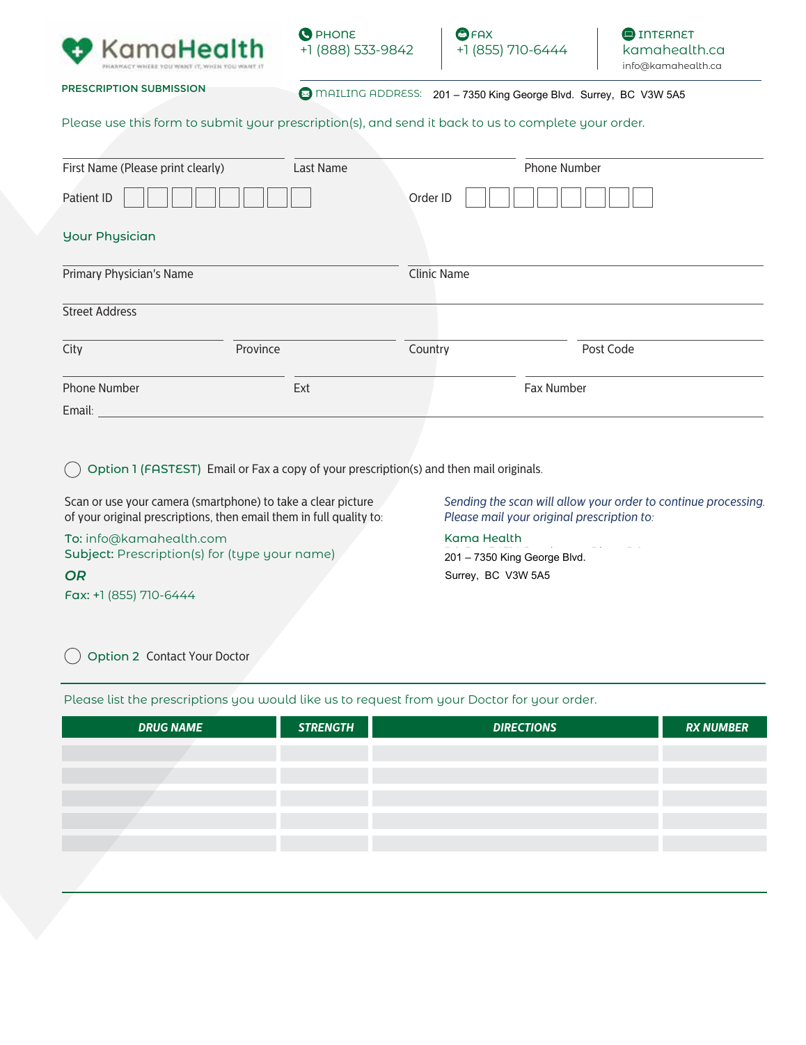KamaHealth
PHARMACY WHERE YOU WANT IT, WHEN YOU WANT IT

PHONE
+1 (888) 533-9842

FAX
+1 (855) 710-6444

INTERNET
kamahealth.ca
info@kamahealth.ca

**PRESCRIPTION SUBMISSION**

MAILING ADDRESS: 201 – 7350 King George Blvd. Surrey, BC V3W 5A5

Please use this form to submit your prescription(s), and send it back to us to complete your order.

First Name (Please print clearly) ____________ Last Name ____________ Phone Number ____________

Patient ID ☐☐☐☐☐☐☐☐ Order ID ☐☐☐☐☐☐☐☐

## Your Physician

Primary Physician's Name ____________ Clinic Name ____________

Street Address ____________

City ____________ Province ____________ Country ____________ Post Code ____________

Phone Number ____________ Ext ____________ Fax Number ____________

Email: ____________

◯ **Option 1 (FASTEST)** Email or Fax a copy of your prescription(s) and then mail originals.

Scan or use your camera (smartphone) to take a clear picture of your original prescriptions, then email them in full quality to:

**To:** info@kamahealth.com
**Subject:** Prescription(s) for (type your name)

***OR***

**Fax:** +1 (855) 710-6444

*Sending the scan will allow your order to continue processing. Please mail your original prescription to:*

Kama Health
201 – 7350 King George Blvd.
Surrey, BC V3W 5A5

◯ **Option 2** Contact Your Doctor

Please list the prescriptions you would like us to request from your Doctor for your order.

| DRUG NAME | STRENGTH | DIRECTIONS | RX NUMBER |
|---|---|---|---|
| | | | |
| | | | |
| | | | |
| | | | |
| | | | |